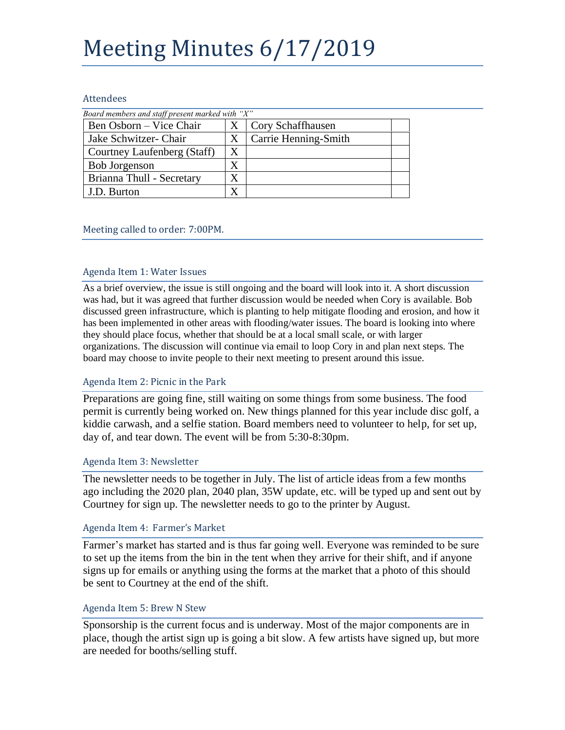# Meeting Minutes 6/17/2019

## Attendees

*Board members and staff present marked with "X"*

| | | | |
|---|---|---|---|
| Ben Osborn – Vice Chair | X | Cory Schaffhausen | |
| Jake Schwitzer- Chair | X | Carrie Henning-Smith | |
| Courtney Laufenberg (Staff) | X | | |
| Bob Jorgenson | X | | |
| Brianna Thull - Secretary | X | | |
| J.D. Burton | X | | |

## Meeting called to order: 7:00PM.

### Agenda Item 1: Water Issues

As a brief overview, the issue is still ongoing and the board will look into it. A short discussion was had, but it was agreed that further discussion would be needed when Cory is available. Bob discussed green infrastructure, which is planting to help mitigate flooding and erosion, and how it has been implemented in other areas with flooding/water issues. The board is looking into where they should place focus, whether that should be at a local small scale, or with larger organizations. The discussion will continue via email to loop Cory in and plan next steps. The board may choose to invite people to their next meeting to present around this issue.

### Agenda Item 2: Picnic in the Park

Preparations are going fine, still waiting on some things from some business. The food permit is currently being worked on. New things planned for this year include disc golf, a kiddie carwash, and a selfie station. Board members need to volunteer to help, for set up, day of, and tear down. The event will be from 5:30-8:30pm.

### Agenda Item 3: Newsletter

The newsletter needs to be together in July. The list of article ideas from a few months ago including the 2020 plan, 2040 plan, 35W update, etc. will be typed up and sent out by Courtney for sign up. The newsletter needs to go to the printer by August.

### Agenda Item 4: Farmer's Market

Farmer's market has started and is thus far going well. Everyone was reminded to be sure to set up the items from the bin in the tent when they arrive for their shift, and if anyone signs up for emails or anything using the forms at the market that a photo of this should be sent to Courtney at the end of the shift.

### Agenda Item 5: Brew N Stew

Sponsorship is the current focus and is underway. Most of the major components are in place, though the artist sign up is going a bit slow. A few artists have signed up, but more are needed for booths/selling stuff.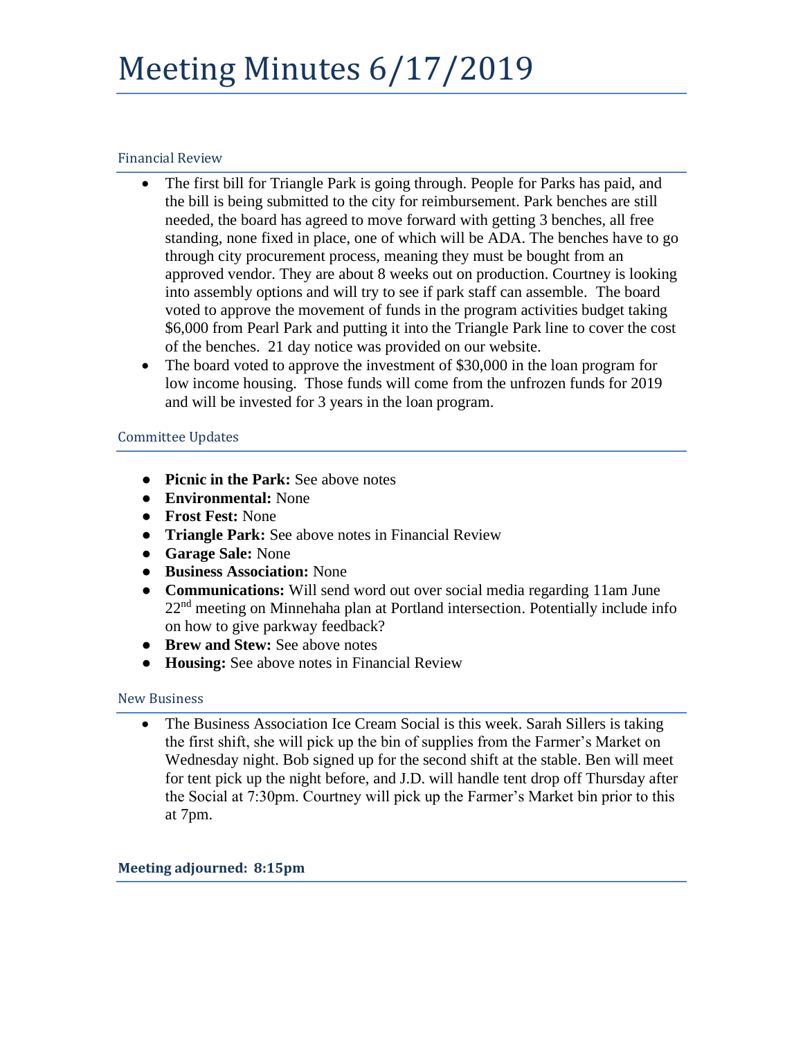# Meeting Minutes 6/17/2019

## Financial Review

- The first bill for Triangle Park is going through. People for Parks has paid, and the bill is being submitted to the city for reimbursement. Park benches are still needed, the board has agreed to move forward with getting 3 benches, all free standing, none fixed in place, one of which will be ADA. The benches have to go through city procurement process, meaning they must be bought from an approved vendor. They are about 8 weeks out on production. Courtney is looking into assembly options and will try to see if park staff can assemble. The board voted to approve the movement of funds in the program activities budget taking $6,000 from Pearl Park and putting it into the Triangle Park line to cover the cost of the benches. 21 day notice was provided on our website.
- The board voted to approve the investment of $30,000 in the loan program for low income housing. Those funds will come from the unfrozen funds for 2019 and will be invested for 3 years in the loan program.

## Committee Updates

- **Picnic in the Park:** See above notes
- **Environmental:** None
- **Frost Fest:** None
- **Triangle Park:** See above notes in Financial Review
- **Garage Sale:** None
- **Business Association:** None
- **Communications:** Will send word out over social media regarding 11am June 22nd meeting on Minnehaha plan at Portland intersection. Potentially include info on how to give parkway feedback?
- **Brew and Stew:** See above notes
- **Housing:** See above notes in Financial Review

## New Business

- The Business Association Ice Cream Social is this week. Sarah Sillers is taking the first shift, she will pick up the bin of supplies from the Farmer's Market on Wednesday night. Bob signed up for the second shift at the stable. Ben will meet for tent pick up the night before, and J.D. will handle tent drop off Thursday after the Social at 7:30pm. Courtney will pick up the Farmer's Market bin prior to this at 7pm.

## Meeting adjourned: 8:15pm